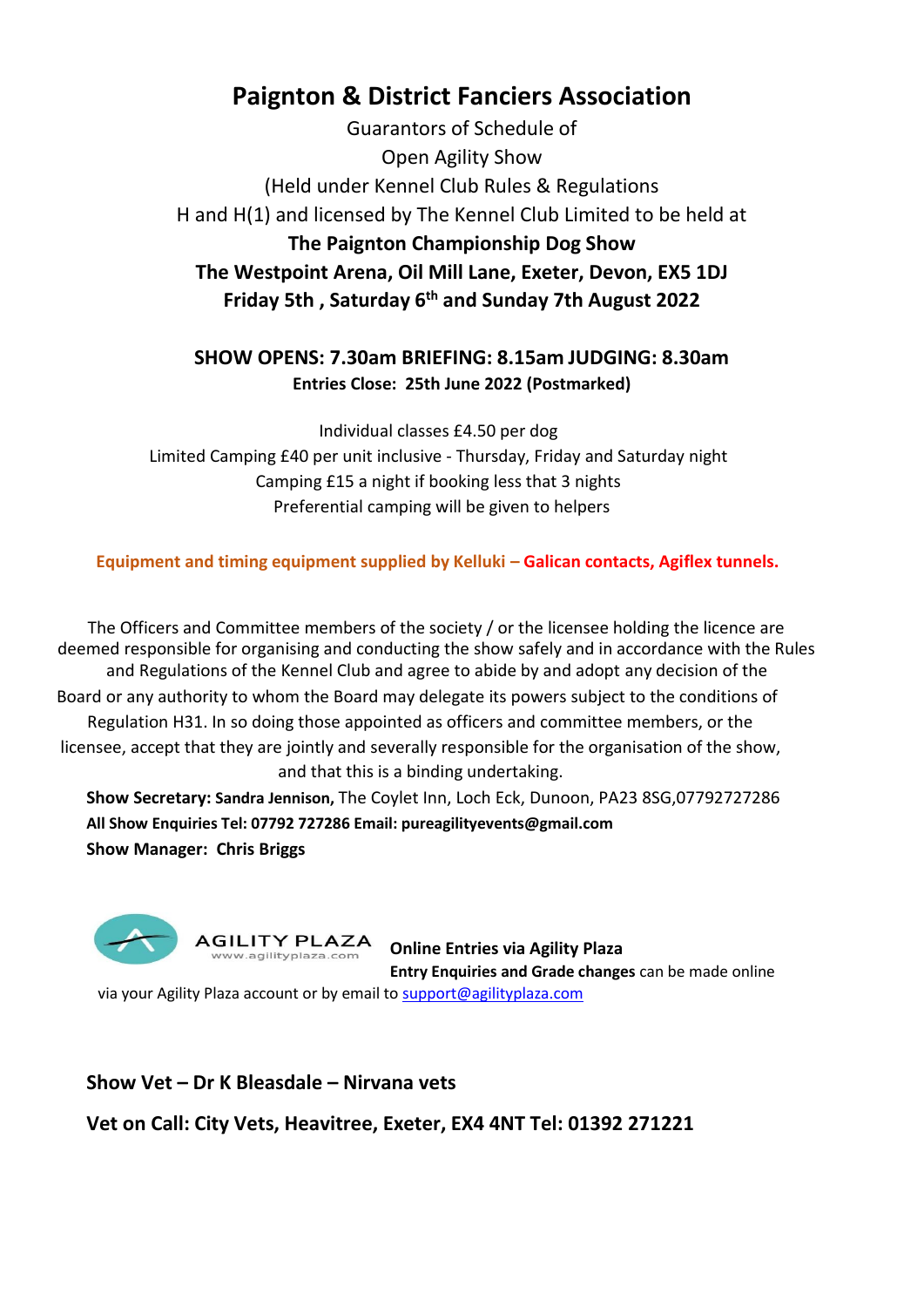# Paignton & District Fanciers Association

Guarantors of Schedule of

Open Agility Show

(Held under Kennel Club Rules & Regulations

H and H(1) and licensed by The Kennel Club Limited to be held at

**The Paignton Championship Dog Show**

**The Westpoint Arena, Oil Mill Lane, Exeter, Devon, EX5 1DJ**

**Friday 5th , Saturday 6th and Sunday 7th August 2022**

**SHOW OPENS: 7.30am BRIEFING: 8.15am JUDGING: 8.30am**

**Entries Close: 25th June 2022 (Postmarked)**

Individual classes £4.50 per dog

Limited Camping £40 per unit inclusive - Thursday, Friday and Saturday night

Camping £15 a night if booking less that 3 nights

Preferential camping will be given to helpers

**Equipment and timing equipment supplied by Kelluki – Galican contacts, Agiflex tunnels.**

The Officers and Committee members of the society / or the licensee holding the licence are deemed responsible for organising and conducting the show safely and in accordance with the Rules and Regulations of the Kennel Club and agree to abide by and adopt any decision of the Board or any authority to whom the Board may delegate its powers subject to the conditions of Regulation H31. In so doing those appointed as officers and committee members, or the licensee, accept that they are jointly and severally responsible for the organisation of the show, and that this is a binding undertaking.

**Show Secretary: Sandra Jennison,** The Coylet Inn, Loch Eck, Dunoon, PA23 8SG,07792727286

**All Show Enquiries Tel: 07792 727286 Email: pureagilityevents@gmail.com**

**Show Manager: Chris Briggs**

AGILITY PLAZA www.agilityplaza.com

**Online Entries via Agility Plaza**

**Entry Enquiries and Grade changes** can be made online via your Agility Plaza account or by email to support@agilityplaza.com

**Show Vet – Dr K Bleasdale – Nirvana vets**

**Vet on Call: City Vets, Heavitree, Exeter, EX4 4NT Tel: 01392 271221**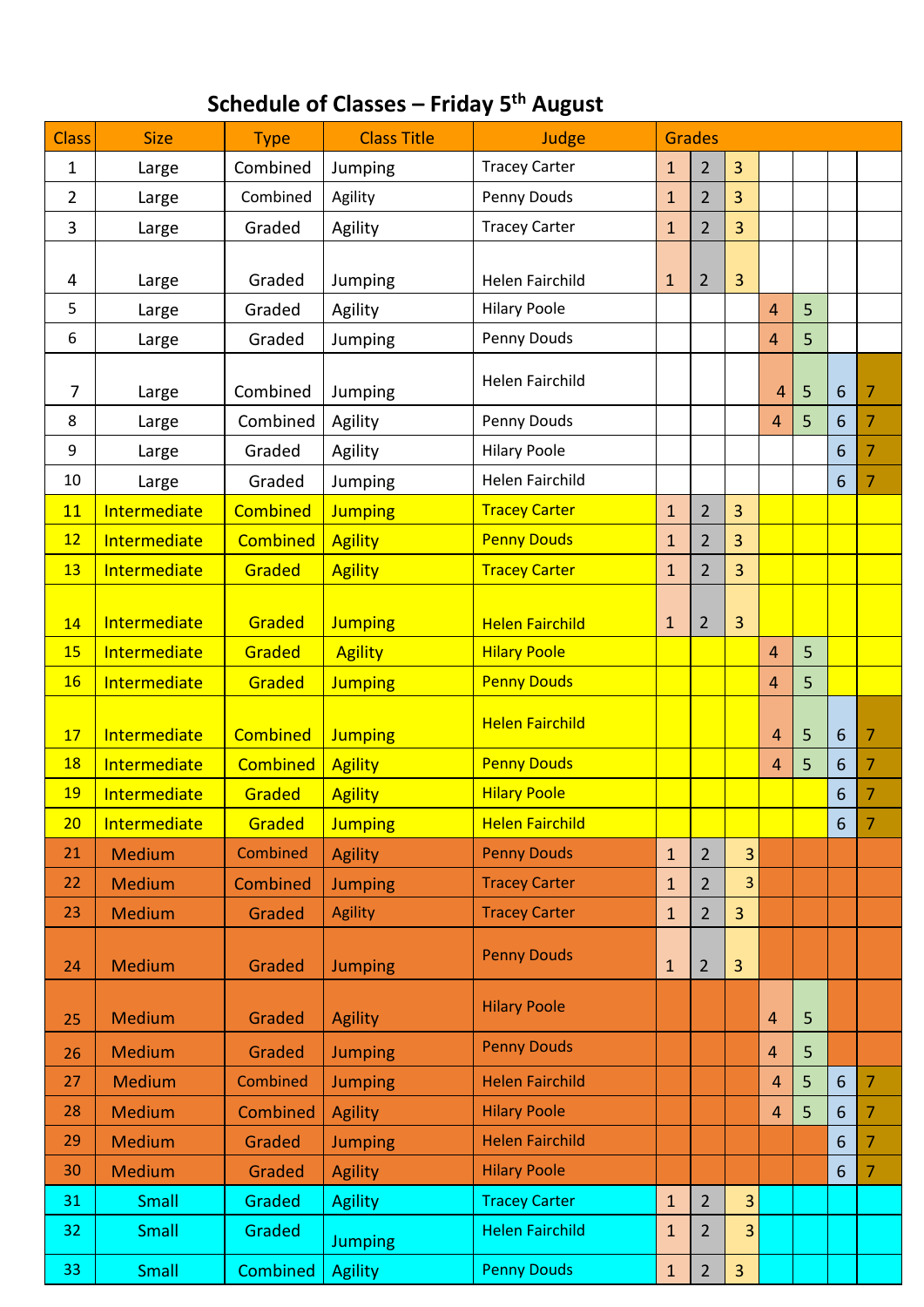## Schedule of Classes – Friday 5th August

| Class | Size | Type | Class Title | Judge | Grades | | | | | | |
|---|---|---|---|---|---|---|---|---|---|---|---|
| 1 | Large | Combined | Jumping | Tracey Carter | 1 | 2 | 3 | | | | |
| 2 | Large | Combined | Agility | Penny Douds | 1 | 2 | 3 | | | | |
| 3 | Large | Graded | Agility | Tracey Carter | 1 | 2 | 3 | | | | |
| 4 | Large | Graded | Jumping | Helen Fairchild | 1 | 2 | 3 | | | | |
| 5 | Large | Graded | Agility | Hilary Poole | | | | 4 | 5 | | |
| 6 | Large | Graded | Jumping | Penny Douds | | | | 4 | 5 | | |
| 7 | Large | Combined | Jumping | Helen Fairchild | | | | 4 | 5 | 6 | 7 |
| 8 | Large | Combined | Agility | Penny Douds | | | | 4 | 5 | 6 | 7 |
| 9 | Large | Graded | Agility | Hilary Poole | | | | | | 6 | 7 |
| 10 | Large | Graded | Jumping | Helen Fairchild | | | | | | 6 | 7 |
| 11 | Intermediate | Combined | Jumping | Tracey Carter | 1 | 2 | 3 | | | | |
| 12 | Intermediate | Combined | Agility | Penny Douds | 1 | 2 | 3 | | | | |
| 13 | Intermediate | Graded | Agility | Tracey Carter | 1 | 2 | 3 | | | | |
| 14 | Intermediate | Graded | Jumping | Helen Fairchild | 1 | 2 | 3 | | | | |
| 15 | Intermediate | Graded | Agility | Hilary Poole | | | | 4 | 5 | | |
| 16 | Intermediate | Graded | Jumping | Penny Douds | | | | 4 | 5 | | |
| 17 | Intermediate | Combined | Jumping | Helen Fairchild | | | | 4 | 5 | 6 | 7 |
| 18 | Intermediate | Combined | Agility | Penny Douds | | | | 4 | 5 | 6 | 7 |
| 19 | Intermediate | Graded | Agility | Hilary Poole | | | | | | 6 | 7 |
| 20 | Intermediate | Graded | Jumping | Helen Fairchild | | | | | | 6 | 7 |
| 21 | Medium | Combined | Agility | Penny Douds | 1 | 2 | 3 | | | | |
| 22 | Medium | Combined | Jumping | Tracey Carter | 1 | 2 | 3 | | | | |
| 23 | Medium | Graded | Agility | Tracey Carter | 1 | 2 | 3 | | | | |
| 24 | Medium | Graded | Jumping | Penny Douds | 1 | 2 | 3 | | | | |
| 25 | Medium | Graded | Agility | Hilary Poole | | | | 4 | 5 | | |
| 26 | Medium | Graded | Jumping | Penny Douds | | | | 4 | 5 | | |
| 27 | Medium | Combined | Jumping | Helen Fairchild | | | | 4 | 5 | 6 | 7 |
| 28 | Medium | Combined | Agility | Hilary Poole | | | | 4 | 5 | 6 | 7 |
| 29 | Medium | Graded | Jumping | Helen Fairchild | | | | | | 6 | 7 |
| 30 | Medium | Graded | Agility | Hilary Poole | | | | | | 6 | 7 |
| 31 | Small | Graded | Agility | Tracey Carter | 1 | 2 | 3 | | | | |
| 32 | Small | Graded | Jumping | Helen Fairchild | 1 | 2 | 3 | | | | |
| 33 | Small | Combined | Agility | Penny Douds | 1 | 2 | 3 | | | | |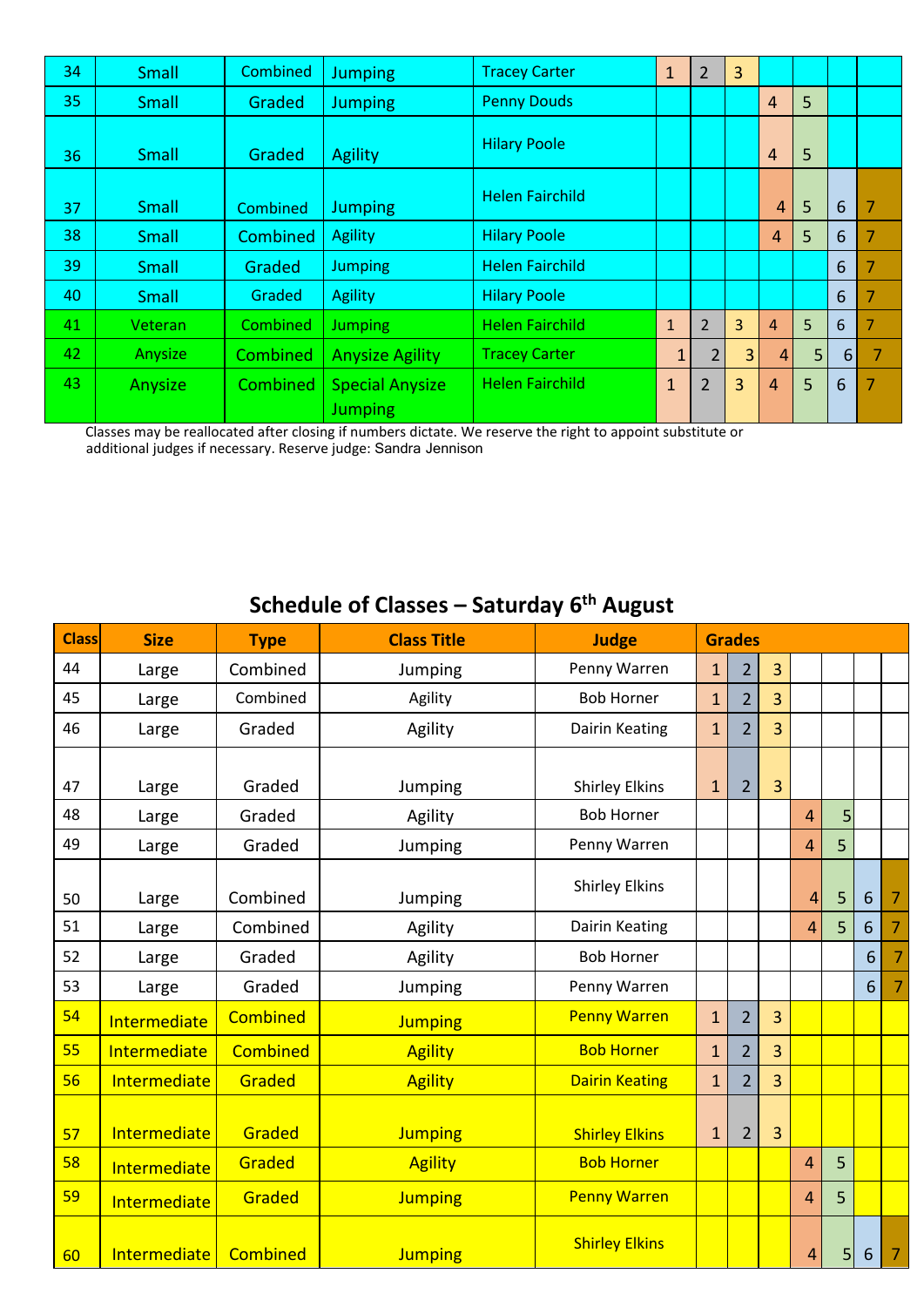| 34 | Small | Combined | Jumping | Tracey Carter | 1 | 2 | 3 | | | | |
|---|---|---|---|---|---|---|---|---|---|---|---|
| 35 | Small | Graded | Jumping | Penny Douds | | | | 4 | 5 | | |
| 36 | Small | Graded | Agility | Hilary Poole | | | | 4 | 5 | | |
| 37 | Small | Combined | Jumping | Helen Fairchild | | | | 4 | 5 | 6 | 7 |
| 38 | Small | Combined | Agility | Hilary Poole | | | | 4 | 5 | 6 | 7 |
| 39 | Small | Graded | Jumping | Helen Fairchild | | | | | | 6 | 7 |
| 40 | Small | Graded | Agility | Hilary Poole | | | | | | 6 | 7 |
| 41 | Veteran | Combined | Jumping | Helen Fairchild | 1 | 2 | 3 | 4 | 5 | 6 | 7 |
| 42 | Anysize | Combined | Anysize Agility | Tracey Carter | 1 | 2 | 3 | 4 | 5 | 6 | 7 |
| 43 | Anysize | Combined | Special Anysize Jumping | Helen Fairchild | 1 | 2 | 3 | 4 | 5 | 6 | 7 |

Classes may be reallocated after closing if numbers dictate. We reserve the right to appoint substitute or additional judges if necessary. Reserve judge: Sandra Jennison

## Schedule of Classes – Saturday 6th August

| Class | Size | Type | Class Title | Judge | Grades | | | | | | |
|---|---|---|---|---|---|---|---|---|---|---|---|
| 44 | Large | Combined | Jumping | Penny Warren | 1 | 2 | 3 | | | | |
| 45 | Large | Combined | Agility | Bob Horner | 1 | 2 | 3 | | | | |
| 46 | Large | Graded | Agility | Dairin Keating | 1 | 2 | 3 | | | | |
| 47 | Large | Graded | Jumping | Shirley Elkins | 1 | 2 | 3 | | | | |
| 48 | Large | Graded | Agility | Bob Horner | | | | 4 | 5 | | |
| 49 | Large | Graded | Jumping | Penny Warren | | | | 4 | 5 | | |
| 50 | Large | Combined | Jumping | Shirley Elkins | | | | 4 | 5 | 6 | 7 |
| 51 | Large | Combined | Agility | Dairin Keating | | | | 4 | 5 | 6 | 7 |
| 52 | Large | Graded | Agility | Bob Horner | | | | | | 6 | 7 |
| 53 | Large | Graded | Jumping | Penny Warren | | | | | | 6 | 7 |
| 54 | Intermediate | Combined | Jumping | Penny Warren | 1 | 2 | 3 | | | | |
| 55 | Intermediate | Combined | Agility | Bob Horner | 1 | 2 | 3 | | | | |
| 56 | Intermediate | Graded | Agility | Dairin Keating | 1 | 2 | 3 | | | | |
| 57 | Intermediate | Graded | Jumping | Shirley Elkins | 1 | 2 | 3 | | | | |
| 58 | Intermediate | Graded | Agility | Bob Horner | | | | 4 | 5 | | |
| 59 | Intermediate | Graded | Jumping | Penny Warren | | | | 4 | 5 | | |
| 60 | Intermediate | Combined | Jumping | Shirley Elkins | | | | 4 | 5 | 6 | 7 |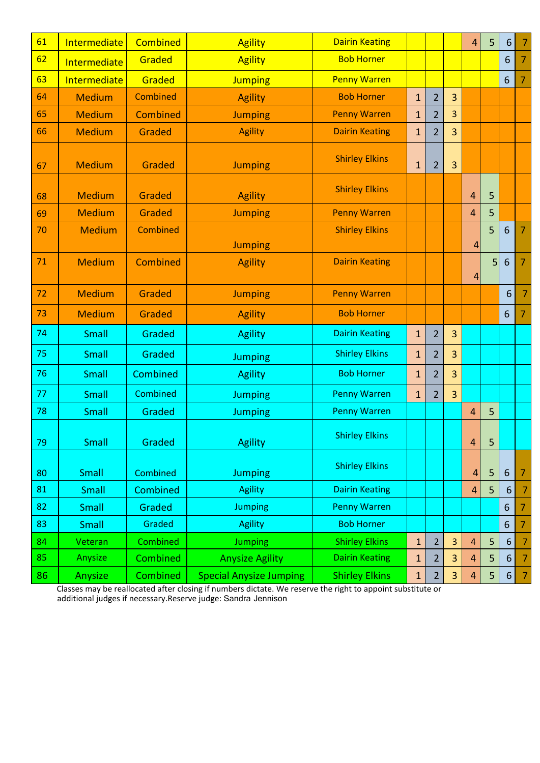| | | | | | | | | | | | |
|---|---|---|---|---|---|---|---|---|---|---|---|
| 61 | Intermediate | Combined | Agility | Dairin Keating | | | | 4 | 5 | 6 | 7 |
| 62 | Intermediate | Graded | Agility | Bob Horner | | | | | | 6 | 7 |
| 63 | Intermediate | Graded | Jumping | Penny Warren | | | | | | 6 | 7 |
| 64 | Medium | Combined | Agility | Bob Horner | 1 | 2 | 3 | | | | |
| 65 | Medium | Combined | Jumping | Penny Warren | 1 | 2 | 3 | | | | |
| 66 | Medium | Graded | Agility | Dairin Keating | 1 | 2 | 3 | | | | |
| 67 | Medium | Graded | Jumping | Shirley Elkins | 1 | 2 | 3 | | | | |
| 68 | Medium | Graded | Agility | Shirley Elkins | | | | 4 | 5 | | |
| 69 | Medium | Graded | Jumping | Penny Warren | | | | 4 | 5 | | |
| 70 | Medium | Combined | Jumping | Shirley Elkins | | | | 4 | 5 | 6 | 7 |
| 71 | Medium | Combined | Agility | Dairin Keating | | | | 4 | 5 | 6 | 7 |
| 72 | Medium | Graded | Jumping | Penny Warren | | | | | | 6 | 7 |
| 73 | Medium | Graded | Agility | Bob Horner | | | | | | 6 | 7 |
| 74 | Small | Graded | Agility | Dairin Keating | 1 | 2 | 3 | | | | |
| 75 | Small | Graded | Jumping | Shirley Elkins | 1 | 2 | 3 | | | | |
| 76 | Small | Combined | Agility | Bob Horner | 1 | 2 | 3 | | | | |
| 77 | Small | Combined | Jumping | Penny Warren | 1 | 2 | 3 | | | | |
| 78 | Small | Graded | Jumping | Penny Warren | | | | 4 | 5 | | |
| 79 | Small | Graded | Agility | Shirley Elkins | | | | 4 | 5 | | |
| 80 | Small | Combined | Jumping | Shirley Elkins | | | | 4 | 5 | 6 | 7 |
| 81 | Small | Combined | Agility | Dairin Keating | | | | 4 | 5 | 6 | 7 |
| 82 | Small | Graded | Jumping | Penny Warren | | | | | | 6 | 7 |
| 83 | Small | Graded | Agility | Bob Horner | | | | | | 6 | 7 |
| 84 | Veteran | Combined | Jumping | Shirley Elkins | 1 | 2 | 3 | 4 | 5 | 6 | 7 |
| 85 | Anysize | Combined | Anysize Agility | Dairin Keating | 1 | 2 | 3 | 4 | 5 | 6 | 7 |
| 86 | Anysize | Combined | Special Anysize Jumping | Shirley Elkins | 1 | 2 | 3 | 4 | 5 | 6 | 7 |

Classes may be reallocated after closing if numbers dictate. We reserve the right to appoint substitute or additional judges if necessary.Reserve judge: Sandra Jennison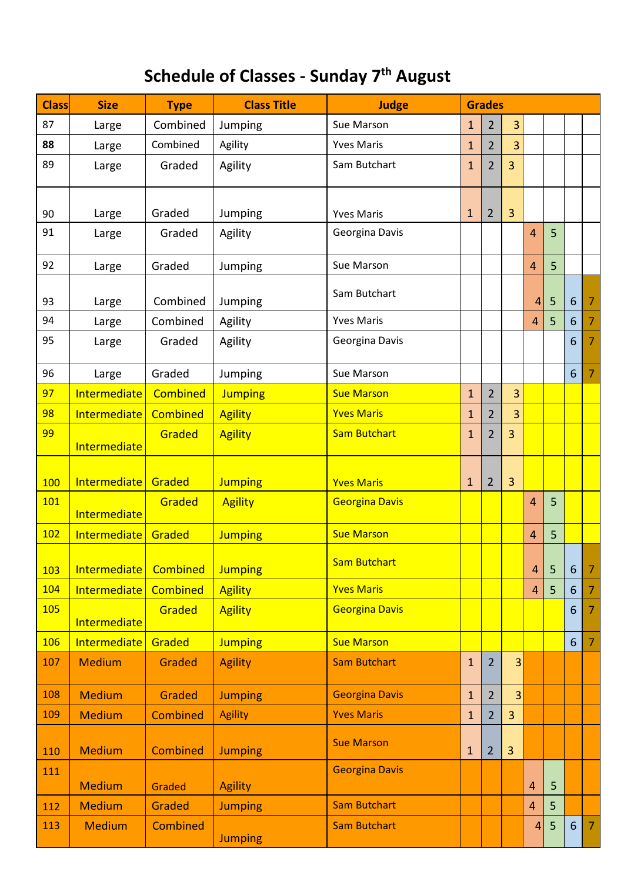# Schedule of Classes - Sunday 7th August

| Class | Size | Type | Class Title | Judge | Grades | | | | | | |
|---|---|---|---|---|---|---|---|---|---|---|---|
| 87 | Large | Combined | Jumping | Sue Marson | 1 | 2 | 3 | | | | |
| 88 | Large | Combined | Agility | Yves Maris | 1 | 2 | 3 | | | | |
| 89 | Large | Graded | Agility | Sam Butchart | 1 | 2 | 3 | | | | |
| 90 | Large | Graded | Jumping | Yves Maris | 1 | 2 | 3 | | | | |
| 91 | Large | Graded | Agility | Georgina Davis | | | | 4 | 5 | | |
| 92 | Large | Graded | Jumping | Sue Marson | | | | 4 | 5 | | |
| 93 | Large | Combined | Jumping | Sam Butchart | | | | 4 | 5 | 6 | 7 |
| 94 | Large | Combined | Agility | Yves Maris | | | | 4 | 5 | 6 | 7 |
| 95 | Large | Graded | Agility | Georgina Davis | | | | | | 6 | 7 |
| 96 | Large | Graded | Jumping | Sue Marson | | | | | | 6 | 7 |
| 97 | Intermediate | Combined | Jumping | Sue Marson | 1 | 2 | 3 | | | | |
| 98 | Intermediate | Combined | Agility | Yves Maris | 1 | 2 | 3 | | | | |
| 99 | Intermediate | Graded | Agility | Sam Butchart | 1 | 2 | 3 | | | | |
| 100 | Intermediate | Graded | Jumping | Yves Maris | 1 | 2 | 3 | | | | |
| 101 | Intermediate | Graded | Agility | Georgina Davis | | | | 4 | 5 | | |
| 102 | Intermediate | Graded | Jumping | Sue Marson | | | | 4 | 5 | | |
| 103 | Intermediate | Combined | Jumping | Sam Butchart | | | | 4 | 5 | 6 | 7 |
| 104 | Intermediate | Combined | Agility | Yves Maris | | | | 4 | 5 | 6 | 7 |
| 105 | Intermediate | Graded | Agility | Georgina Davis | | | | | | 6 | 7 |
| 106 | Intermediate | Graded | Jumping | Sue Marson | | | | | | 6 | 7 |
| 107 | Medium | Graded | Agility | Sam Butchart | 1 | 2 | 3 | | | | |
| 108 | Medium | Graded | Jumping | Georgina Davis | 1 | 2 | 3 | | | | |
| 109 | Medium | Combined | Agility | Yves Maris | 1 | 2 | 3 | | | | |
| 110 | Medium | Combined | Jumping | Sue Marson | 1 | 2 | 3 | | | | |
| 111 | Medium | Graded | Agility | Georgina Davis | | | | 4 | 5 | | |
| 112 | Medium | Graded | Jumping | Sam Butchart | | | | 4 | 5 | | |
| 113 | Medium | Combined | Jumping | Sam Butchart | | | | 4 | 5 | 6 | 7 |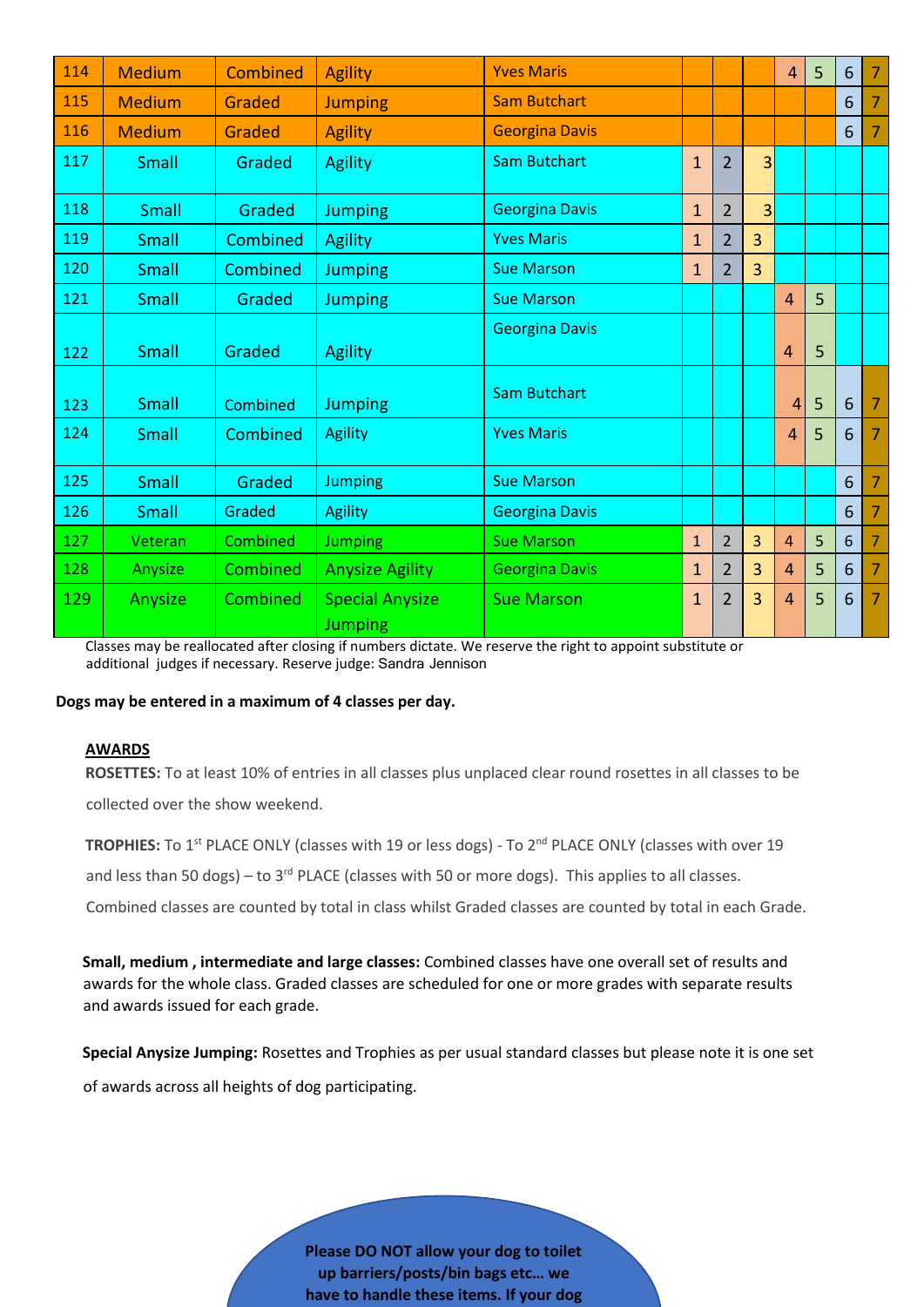| | | | | | | | | | | | |
|---|---|---|---|---|---|---|---|---|---|---|---|
| 114 | Medium | Combined | Agility | Yves Maris | | | | 4 | 5 | 6 | 7 |
| 115 | Medium | Graded | Jumping | Sam Butchart | | | | | | 6 | 7 |
| 116 | Medium | Graded | Agility | Georgina Davis | | | | | | 6 | 7 |
| 117 | Small | Graded | Agility | Sam Butchart | 1 | 2 | 3 | | | | |
| 118 | Small | Graded | Jumping | Georgina Davis | 1 | 2 | 3 | | | | |
| 119 | Small | Combined | Agility | Yves Maris | 1 | 2 | 3 | | | | |
| 120 | Small | Combined | Jumping | Sue Marson | 1 | 2 | 3 | | | | |
| 121 | Small | Graded | Jumping | Sue Marson | | | | 4 | 5 | | |
| 122 | Small | Graded | Agility | Georgina Davis | | | | 4 | 5 | | |
| 123 | Small | Combined | Jumping | Sam Butchart | | | | 4 | 5 | 6 | 7 |
| 124 | Small | Combined | Agility | Yves Maris | | | | 4 | 5 | 6 | 7 |
| 125 | Small | Graded | Jumping | Sue Marson | | | | | | 6 | 7 |
| 126 | Small | Graded | Agility | Georgina Davis | | | | | | 6 | 7 |
| 127 | Veteran | Combined | Jumping | Sue Marson | 1 | 2 | 3 | 4 | 5 | 6 | 7 |
| 128 | Anysize | Combined | Anysize Agility | Georgina Davis | 1 | 2 | 3 | 4 | 5 | 6 | 7 |
| 129 | Anysize | Combined | Special Anysize Jumping | Sue Marson | 1 | 2 | 3 | 4 | 5 | 6 | 7 |

Classes may be reallocated after closing if numbers dictate. We reserve the right to appoint substitute or additional judges if necessary. Reserve judge: Sandra Jennison

**Dogs may be entered in a maximum of 4 classes per day.**

**AWARDS**

**ROSETTES:** To at least 10% of entries in all classes plus unplaced clear round rosettes in all classes to be collected over the show weekend.

**TROPHIES:** To 1st PLACE ONLY (classes with 19 or less dogs) - To 2nd PLACE ONLY (classes with over 19 and less than 50 dogs) – to 3rd PLACE (classes with 50 or more dogs). This applies to all classes. Combined classes are counted by total in class whilst Graded classes are counted by total in each Grade.

**Small, medium , intermediate and large classes:** Combined classes have one overall set of results and awards for the whole class. Graded classes are scheduled for one or more grades with separate results and awards issued for each grade.

**Special Anysize Jumping:** Rosettes and Trophies as per usual standard classes but please note it is one set of awards across all heights of dog participating.

**Please DO NOT allow your dog to toilet up barriers/posts/bin bags etc… we have to handle these items. If your dog**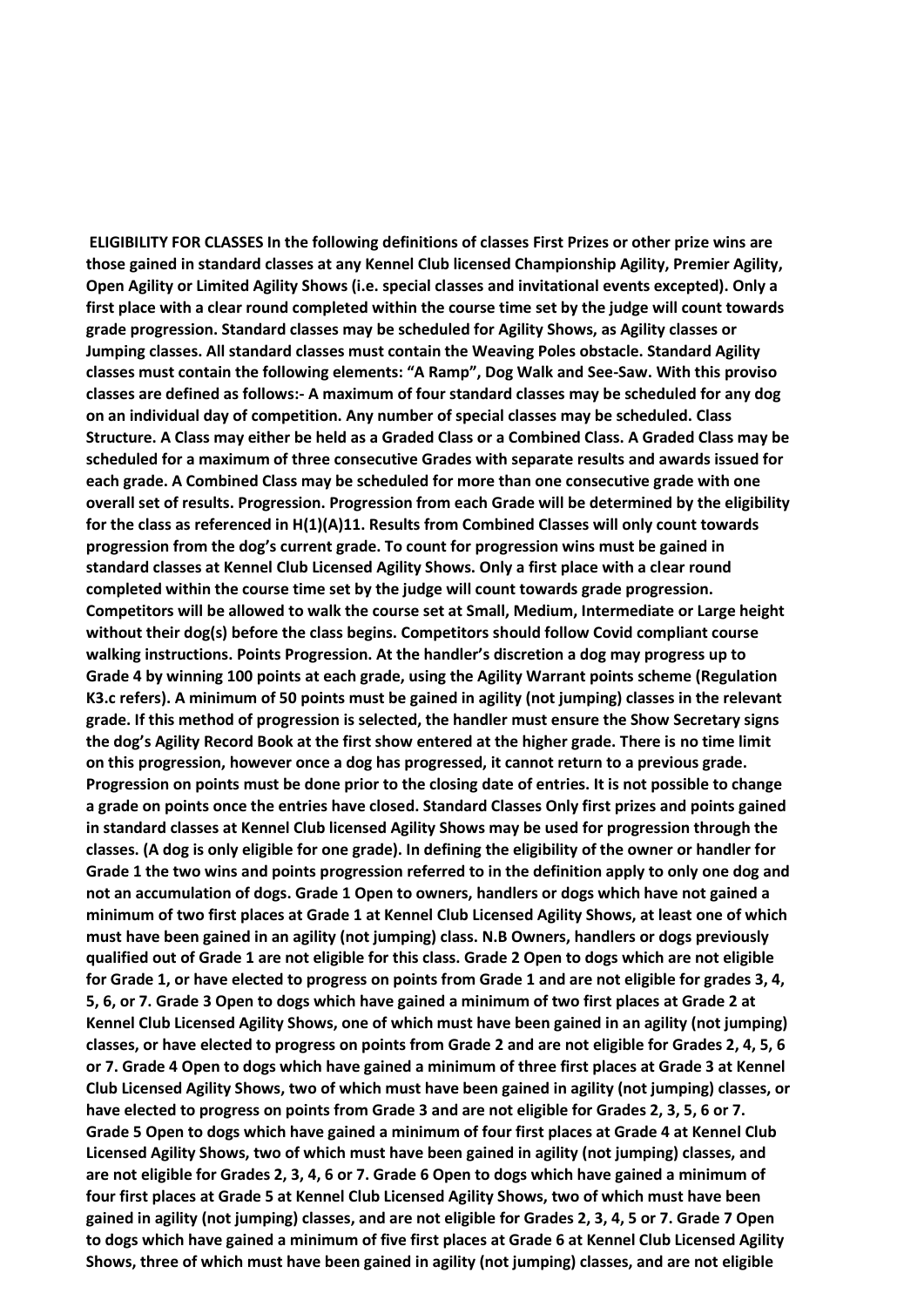**ELIGIBILITY FOR CLASSES In the following definitions of classes First Prizes or other prize wins are those gained in standard classes at any Kennel Club licensed Championship Agility, Premier Agility, Open Agility or Limited Agility Shows (i.e. special classes and invitational events excepted). Only a first place with a clear round completed within the course time set by the judge will count towards grade progression. Standard classes may be scheduled for Agility Shows, as Agility classes or Jumping classes. All standard classes must contain the Weaving Poles obstacle. Standard Agility classes must contain the following elements: "A Ramp", Dog Walk and See-Saw. With this proviso classes are defined as follows:- A maximum of four standard classes may be scheduled for any dog on an individual day of competition. Any number of special classes may be scheduled. Class Structure. A Class may either be held as a Graded Class or a Combined Class. A Graded Class may be scheduled for a maximum of three consecutive Grades with separate results and awards issued for each grade. A Combined Class may be scheduled for more than one consecutive grade with one overall set of results. Progression. Progression from each Grade will be determined by the eligibility for the class as referenced in H(1)(A)11. Results from Combined Classes will only count towards progression from the dog's current grade. To count for progression wins must be gained in standard classes at Kennel Club Licensed Agility Shows. Only a first place with a clear round completed within the course time set by the judge will count towards grade progression. Competitors will be allowed to walk the course set at Small, Medium, Intermediate or Large height without their dog(s) before the class begins. Competitors should follow Covid compliant course walking instructions. Points Progression. At the handler's discretion a dog may progress up to Grade 4 by winning 100 points at each grade, using the Agility Warrant points scheme (Regulation K3.c refers). A minimum of 50 points must be gained in agility (not jumping) classes in the relevant grade. If this method of progression is selected, the handler must ensure the Show Secretary signs the dog's Agility Record Book at the first show entered at the higher grade. There is no time limit on this progression, however once a dog has progressed, it cannot return to a previous grade. Progression on points must be done prior to the closing date of entries. It is not possible to change a grade on points once the entries have closed. Standard Classes Only first prizes and points gained in standard classes at Kennel Club licensed Agility Shows may be used for progression through the classes. (A dog is only eligible for one grade). In defining the eligibility of the owner or handler for Grade 1 the two wins and points progression referred to in the definition apply to only one dog and not an accumulation of dogs. Grade 1 Open to owners, handlers or dogs which have not gained a minimum of two first places at Grade 1 at Kennel Club Licensed Agility Shows, at least one of which must have been gained in an agility (not jumping) class. N.B Owners, handlers or dogs previously qualified out of Grade 1 are not eligible for this class. Grade 2 Open to dogs which are not eligible for Grade 1, or have elected to progress on points from Grade 1 and are not eligible for grades 3, 4, 5, 6, or 7. Grade 3 Open to dogs which have gained a minimum of two first places at Grade 2 at Kennel Club Licensed Agility Shows, one of which must have been gained in an agility (not jumping) classes, or have elected to progress on points from Grade 2 and are not eligible for Grades 2, 4, 5, 6 or 7. Grade 4 Open to dogs which have gained a minimum of three first places at Grade 3 at Kennel Club Licensed Agility Shows, two of which must have been gained in agility (not jumping) classes, or have elected to progress on points from Grade 3 and are not eligible for Grades 2, 3, 5, 6 or 7. Grade 5 Open to dogs which have gained a minimum of four first places at Grade 4 at Kennel Club Licensed Agility Shows, two of which must have been gained in agility (not jumping) classes, and are not eligible for Grades 2, 3, 4, 6 or 7. Grade 6 Open to dogs which have gained a minimum of four first places at Grade 5 at Kennel Club Licensed Agility Shows, two of which must have been gained in agility (not jumping) classes, and are not eligible for Grades 2, 3, 4, 5 or 7. Grade 7 Open to dogs which have gained a minimum of five first places at Grade 6 at Kennel Club Licensed Agility Shows, three of which must have been gained in agility (not jumping) classes, and are not eligible**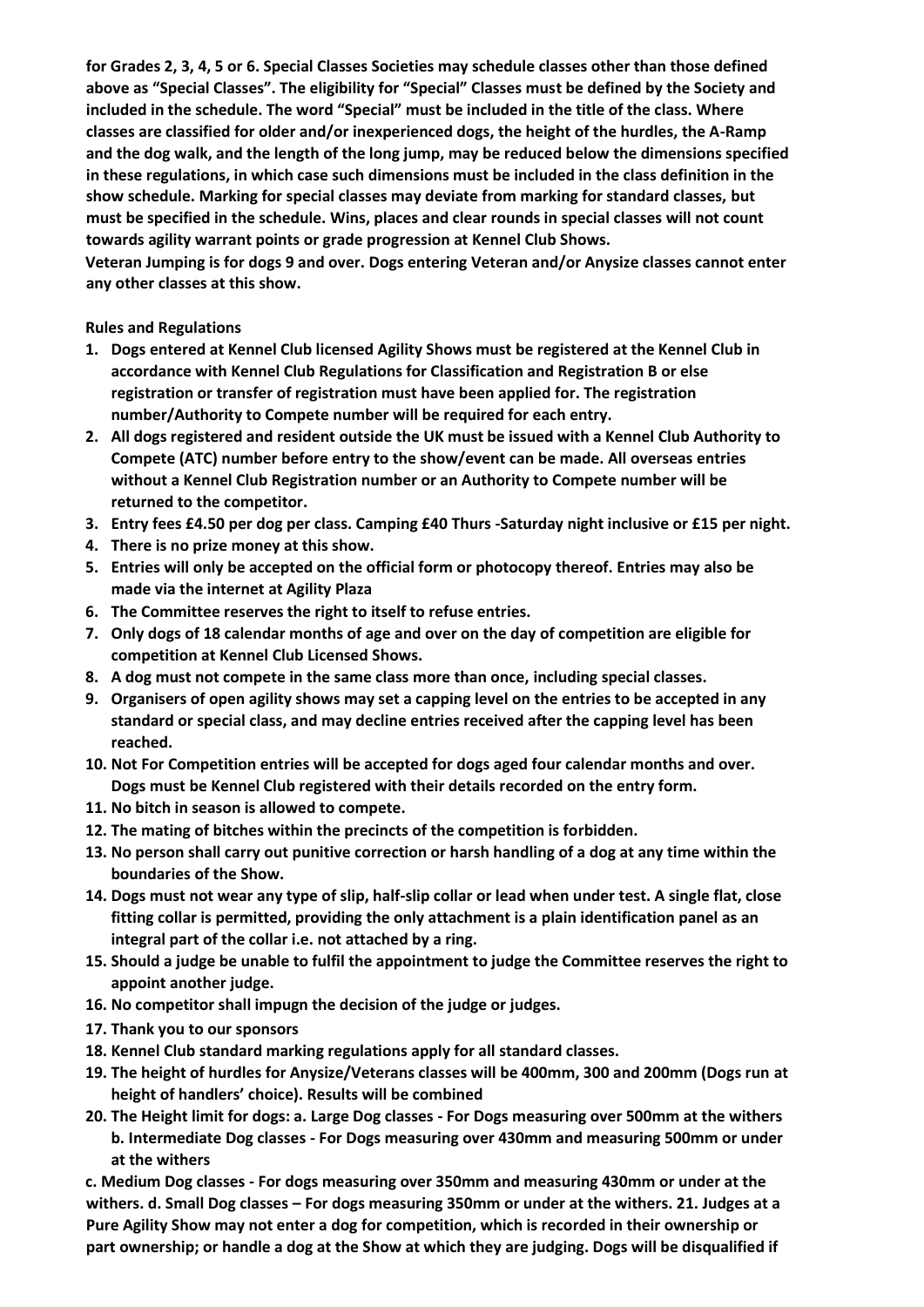**for Grades 2, 3, 4, 5 or 6. Special Classes Societies may schedule classes other than those defined above as "Special Classes". The eligibility for "Special" Classes must be defined by the Society and included in the schedule. The word "Special" must be included in the title of the class. Where classes are classified for older and/or inexperienced dogs, the height of the hurdles, the A-Ramp and the dog walk, and the length of the long jump, may be reduced below the dimensions specified in these regulations, in which case such dimensions must be included in the class definition in the show schedule. Marking for special classes may deviate from marking for standard classes, but must be specified in the schedule. Wins, places and clear rounds in special classes will not count towards agility warrant points or grade progression at Kennel Club Shows.**

**Veteran Jumping is for dogs 9 and over. Dogs entering Veteran and/or Anysize classes cannot enter any other classes at this show.**

**Rules and Regulations**

1. **Dogs entered at Kennel Club licensed Agility Shows must be registered at the Kennel Club in accordance with Kennel Club Regulations for Classification and Registration B or else registration or transfer of registration must have been applied for. The registration number/Authority to Compete number will be required for each entry.**
2. **All dogs registered and resident outside the UK must be issued with a Kennel Club Authority to Compete (ATC) number before entry to the show/event can be made. All overseas entries without a Kennel Club Registration number or an Authority to Compete number will be returned to the competitor.**
3. **Entry fees £4.50 per dog per class. Camping £40 Thurs -Saturday night inclusive or £15 per night.**
4. **There is no prize money at this show.**
5. **Entries will only be accepted on the official form or photocopy thereof. Entries may also be made via the internet at Agility Plaza**
6. **The Committee reserves the right to itself to refuse entries.**
7. **Only dogs of 18 calendar months of age and over on the day of competition are eligible for competition at Kennel Club Licensed Shows.**
8. **A dog must not compete in the same class more than once, including special classes.**
9. **Organisers of open agility shows may set a capping level on the entries to be accepted in any standard or special class, and may decline entries received after the capping level has been reached.**
10. **Not For Competition entries will be accepted for dogs aged four calendar months and over. Dogs must be Kennel Club registered with their details recorded on the entry form.**
11. **No bitch in season is allowed to compete.**
12. **The mating of bitches within the precincts of the competition is forbidden.**
13. **No person shall carry out punitive correction or harsh handling of a dog at any time within the boundaries of the Show.**
14. **Dogs must not wear any type of slip, half-slip collar or lead when under test. A single flat, close fitting collar is permitted, providing the only attachment is a plain identification panel as an integral part of the collar i.e. not attached by a ring.**
15. **Should a judge be unable to fulfil the appointment to judge the Committee reserves the right to appoint another judge.**
16. **No competitor shall impugn the decision of the judge or judges.**
17. **Thank you to our sponsors**
18. **Kennel Club standard marking regulations apply for all standard classes.**
19. **The height of hurdles for Anysize/Veterans classes will be 400mm, 300 and 200mm (Dogs run at height of handlers' choice). Results will be combined**
20. **The Height limit for dogs: a. Large Dog classes - For Dogs measuring over 500mm at the withers b. Intermediate Dog classes - For Dogs measuring over 430mm and measuring 500mm or under at the withers**

**c. Medium Dog classes - For dogs measuring over 350mm and measuring 430mm or under at the withers. d. Small Dog classes – For dogs measuring 350mm or under at the withers. 21. Judges at a Pure Agility Show may not enter a dog for competition, which is recorded in their ownership or part ownership; or handle a dog at the Show at which they are judging. Dogs will be disqualified if**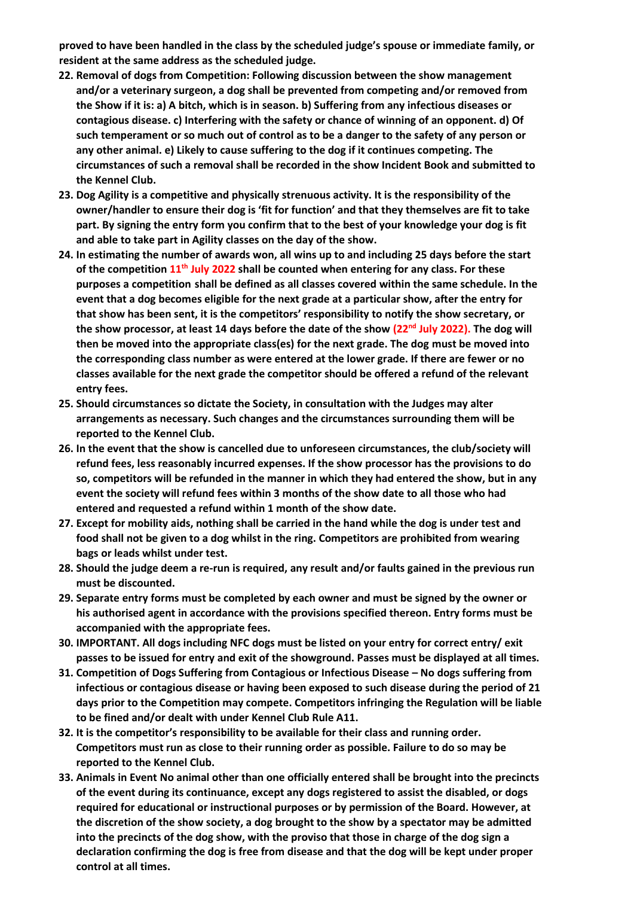**proved to have been handled in the class by the scheduled judge's spouse or immediate family, or resident at the same address as the scheduled judge.**

22. **Removal of dogs from Competition: Following discussion between the show management and/or a veterinary surgeon, a dog shall be prevented from competing and/or removed from the Show if it is: a) A bitch, which is in season. b) Suffering from any infectious diseases or contagious disease. c) Interfering with the safety or chance of winning of an opponent. d) Of such temperament or so much out of control as to be a danger to the safety of any person or any other animal. e) Likely to cause suffering to the dog if it continues competing. The circumstances of such a removal shall be recorded in the show Incident Book and submitted to the Kennel Club.**
23. **Dog Agility is a competitive and physically strenuous activity. It is the responsibility of the owner/handler to ensure their dog is 'fit for function' and that they themselves are fit to take part. By signing the entry form you confirm that to the best of your knowledge your dog is fit and able to take part in Agility classes on the day of the show.**
24. **In estimating the number of awards won, all wins up to and including 25 days before the start of the competition 11th July 2022 shall be counted when entering for any class. For these purposes a competition shall be defined as all classes covered within the same schedule. In the event that a dog becomes eligible for the next grade at a particular show, after the entry for that show has been sent, it is the competitors' responsibility to notify the show secretary, or the show processor, at least 14 days before the date of the show (22nd July 2022). The dog will then be moved into the appropriate class(es) for the next grade. The dog must be moved into the corresponding class number as were entered at the lower grade. If there are fewer or no classes available for the next grade the competitor should be offered a refund of the relevant entry fees.**
25. **Should circumstances so dictate the Society, in consultation with the Judges may alter arrangements as necessary. Such changes and the circumstances surrounding them will be reported to the Kennel Club.**
26. **In the event that the show is cancelled due to unforeseen circumstances, the club/society will refund fees, less reasonably incurred expenses. If the show processor has the provisions to do so, competitors will be refunded in the manner in which they had entered the show, but in any event the society will refund fees within 3 months of the show date to all those who had entered and requested a refund within 1 month of the show date.**
27. **Except for mobility aids, nothing shall be carried in the hand while the dog is under test and food shall not be given to a dog whilst in the ring. Competitors are prohibited from wearing bags or leads whilst under test.**
28. **Should the judge deem a re-run is required, any result and/or faults gained in the previous run must be discounted.**
29. **Separate entry forms must be completed by each owner and must be signed by the owner or his authorised agent in accordance with the provisions specified thereon. Entry forms must be accompanied with the appropriate fees.**
30. **IMPORTANT. All dogs including NFC dogs must be listed on your entry for correct entry/ exit passes to be issued for entry and exit of the showground. Passes must be displayed at all times.**
31. **Competition of Dogs Suffering from Contagious or Infectious Disease – No dogs suffering from infectious or contagious disease or having been exposed to such disease during the period of 21 days prior to the Competition may compete. Competitors infringing the Regulation will be liable to be fined and/or dealt with under Kennel Club Rule A11.**
32. **It is the competitor's responsibility to be available for their class and running order. Competitors must run as close to their running order as possible. Failure to do so may be reported to the Kennel Club.**
33. **Animals in Event No animal other than one officially entered shall be brought into the precincts of the event during its continuance, except any dogs registered to assist the disabled, or dogs required for educational or instructional purposes or by permission of the Board. However, at the discretion of the show society, a dog brought to the show by a spectator may be admitted into the precincts of the dog show, with the proviso that those in charge of the dog sign a declaration confirming the dog is free from disease and that the dog will be kept under proper control at all times.**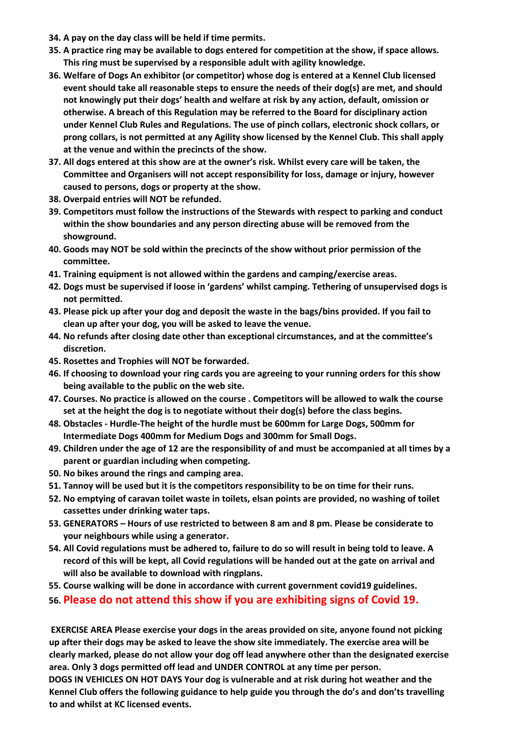**34. A pay on the day class will be held if time permits.**

**35. A practice ring may be available to dogs entered for competition at the show, if space allows. This ring must be supervised by a responsible adult with agility knowledge.**

**36. Welfare of Dogs An exhibitor (or competitor) whose dog is entered at a Kennel Club licensed event should take all reasonable steps to ensure the needs of their dog(s) are met, and should not knowingly put their dogs' health and welfare at risk by any action, default, omission or otherwise. A breach of this Regulation may be referred to the Board for disciplinary action under Kennel Club Rules and Regulations. The use of pinch collars, electronic shock collars, or prong collars, is not permitted at any Agility show licensed by the Kennel Club. This shall apply at the venue and within the precincts of the show.**

**37. All dogs entered at this show are at the owner's risk. Whilst every care will be taken, the Committee and Organisers will not accept responsibility for loss, damage or injury, however caused to persons, dogs or property at the show.**

**38. Overpaid entries will NOT be refunded.**

**39. Competitors must follow the instructions of the Stewards with respect to parking and conduct within the show boundaries and any person directing abuse will be removed from the showground.**

**40. Goods may NOT be sold within the precincts of the show without prior permission of the committee.**

**41. Training equipment is not allowed within the gardens and camping/exercise areas.**

**42. Dogs must be supervised if loose in 'gardens' whilst camping. Tethering of unsupervised dogs is not permitted.**

**43. Please pick up after your dog and deposit the waste in the bags/bins provided. If you fail to clean up after your dog, you will be asked to leave the venue.**

**44. No refunds after closing date other than exceptional circumstances, and at the committee's discretion.**

**45. Rosettes and Trophies will NOT be forwarded.**

**46. If choosing to download your ring cards you are agreeing to your running orders for this show being available to the public on the web site.**

**47. Courses. No practice is allowed on the course . Competitors will be allowed to walk the course set at the height the dog is to negotiate without their dog(s) before the class begins.**

**48. Obstacles - Hurdle-The height of the hurdle must be 600mm for Large Dogs, 500mm for Intermediate Dogs 400mm for Medium Dogs and 300mm for Small Dogs.**

**49. Children under the age of 12 are the responsibility of and must be accompanied at all times by a parent or guardian including when competing.**

**50. No bikes around the rings and camping area.**

**51. Tannoy will be used but it is the competitors responsibility to be on time for their runs.**

**52. No emptying of caravan toilet waste in toilets, elsan points are provided, no washing of toilet cassettes under drinking water taps.**

**53. GENERATORS – Hours of use restricted to between 8 am and 8 pm. Please be considerate to your neighbours while using a generator.**

**54. All Covid regulations must be adhered to, failure to do so will result in being told to leave. A record of this will be kept, all Covid regulations will be handed out at the gate on arrival and will also be available to download with ringplans.**

**55. Course walking will be done in accordance with current government covid19 guidelines.**

**56. Please do not attend this show if you are exhibiting signs of Covid 19.**

**EXERCISE AREA Please exercise your dogs in the areas provided on site, anyone found not picking up after their dogs may be asked to leave the show site immediately. The exercise area will be clearly marked, please do not allow your dog off lead anywhere other than the designated exercise area. Only 3 dogs permitted off lead and UNDER CONTROL at any time per person.**

**DOGS IN VEHICLES ON HOT DAYS Your dog is vulnerable and at risk during hot weather and the Kennel Club offers the following guidance to help guide you through the do's and don'ts travelling to and whilst at KC licensed events.**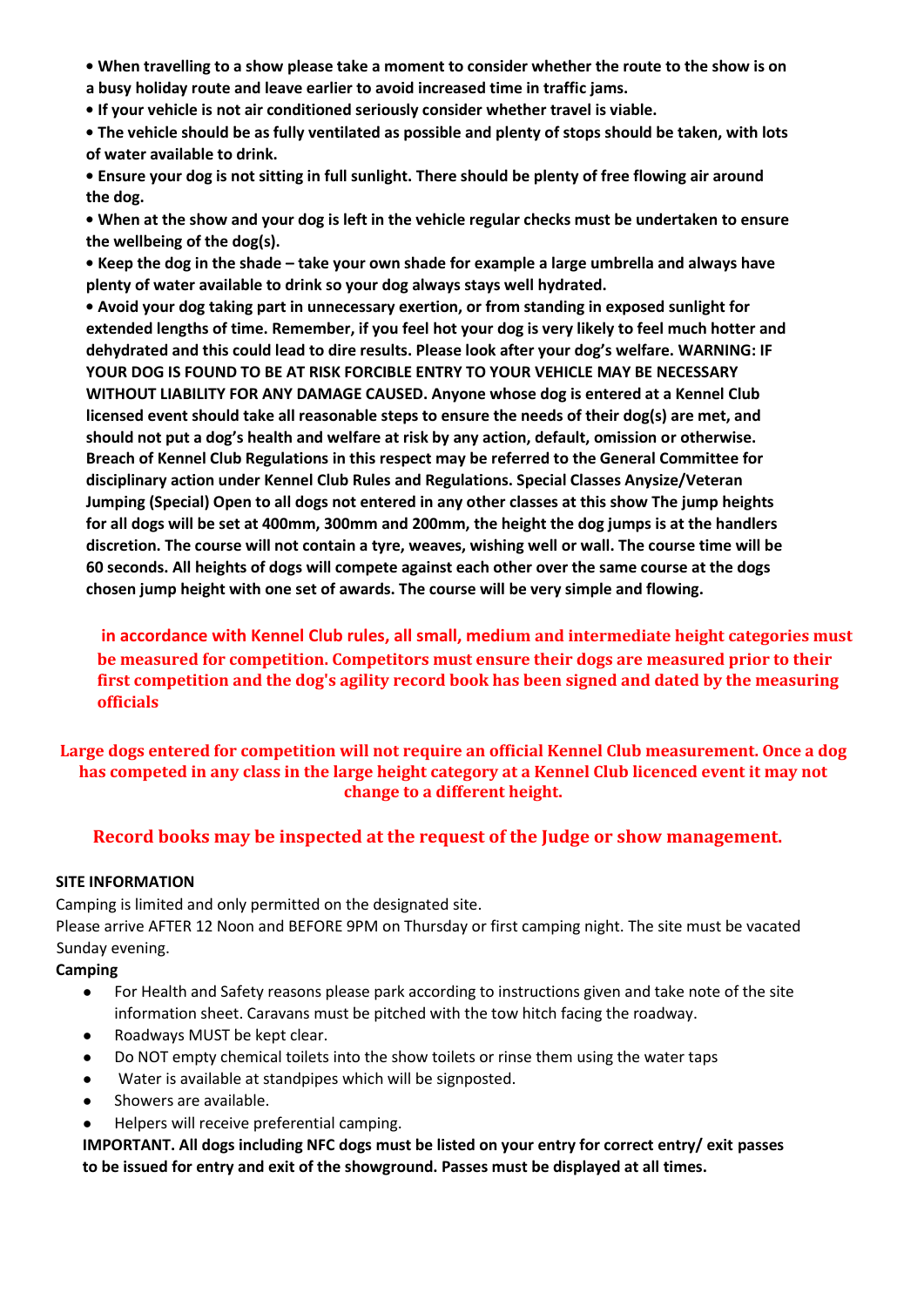**• When travelling to a show please take a moment to consider whether the route to the show is on a busy holiday route and leave earlier to avoid increased time in traffic jams.**

**• If your vehicle is not air conditioned seriously consider whether travel is viable.**

**• The vehicle should be as fully ventilated as possible and plenty of stops should be taken, with lots of water available to drink.**

**• Ensure your dog is not sitting in full sunlight. There should be plenty of free flowing air around the dog.**

**• When at the show and your dog is left in the vehicle regular checks must be undertaken to ensure the wellbeing of the dog(s).**

**• Keep the dog in the shade – take your own shade for example a large umbrella and always have plenty of water available to drink so your dog always stays well hydrated.**

**• Avoid your dog taking part in unnecessary exertion, or from standing in exposed sunlight for extended lengths of time. Remember, if you feel hot your dog is very likely to feel much hotter and dehydrated and this could lead to dire results. Please look after your dog's welfare. WARNING: IF YOUR DOG IS FOUND TO BE AT RISK FORCIBLE ENTRY TO YOUR VEHICLE MAY BE NECESSARY WITHOUT LIABILITY FOR ANY DAMAGE CAUSED. Anyone whose dog is entered at a Kennel Club licensed event should take all reasonable steps to ensure the needs of their dog(s) are met, and should not put a dog's health and welfare at risk by any action, default, omission or otherwise. Breach of Kennel Club Regulations in this respect may be referred to the General Committee for disciplinary action under Kennel Club Rules and Regulations. Special Classes Anysize/Veteran Jumping (Special) Open to all dogs not entered in any other classes at this show The jump heights for all dogs will be set at 400mm, 300mm and 200mm, the height the dog jumps is at the handlers discretion. The course will not contain a tyre, weaves, wishing well or wall. The course time will be 60 seconds. All heights of dogs will compete against each other over the same course at the dogs chosen jump height with one set of awards. The course will be very simple and flowing.**

**in accordance with Kennel Club rules, all small, medium and intermediate height categories must be measured for competition. Competitors must ensure their dogs are measured prior to their first competition and the dog's agility record book has been signed and dated by the measuring officials**

**Large dogs entered for competition will not require an official Kennel Club measurement. Once a dog has competed in any class in the large height category at a Kennel Club licenced event it may not change to a different height.**

**Record books may be inspected at the request of the Judge or show management.**

**SITE INFORMATION**

Camping is limited and only permitted on the designated site.

Please arrive AFTER 12 Noon and BEFORE 9PM on Thursday or first camping night. The site must be vacated Sunday evening.

**Camping**

- For Health and Safety reasons please park according to instructions given and take note of the site information sheet. Caravans must be pitched with the tow hitch facing the roadway.
- Roadways MUST be kept clear.
- Do NOT empty chemical toilets into the show toilets or rinse them using the water taps
- Water is available at standpipes which will be signposted.
- Showers are available.
- Helpers will receive preferential camping.

**IMPORTANT. All dogs including NFC dogs must be listed on your entry for correct entry/ exit passes to be issued for entry and exit of the showground. Passes must be displayed at all times.**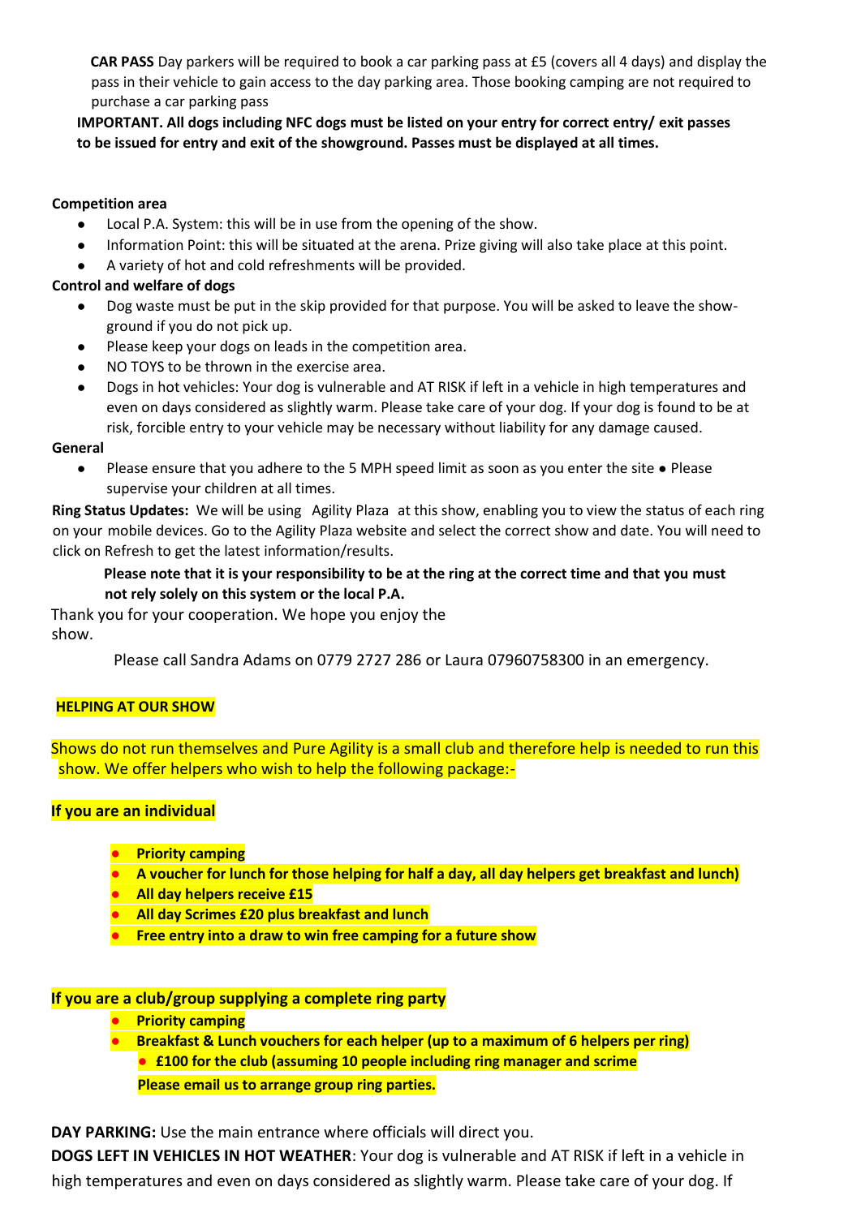**CAR PASS** Day parkers will be required to book a car parking pass at £5 (covers all 4 days) and display the pass in their vehicle to gain access to the day parking area. Those booking camping are not required to purchase a car parking pass

**IMPORTANT. All dogs including NFC dogs must be listed on your entry for correct entry/ exit passes to be issued for entry and exit of the showground. Passes must be displayed at all times.**

**Competition area**

- Local P.A. System: this will be in use from the opening of the show.
- Information Point: this will be situated at the arena. Prize giving will also take place at this point.
- A variety of hot and cold refreshments will be provided.

**Control and welfare of dogs**

- Dog waste must be put in the skip provided for that purpose. You will be asked to leave the show-ground if you do not pick up.
- Please keep your dogs on leads in the competition area.
- NO TOYS to be thrown in the exercise area.
- Dogs in hot vehicles: Your dog is vulnerable and AT RISK if left in a vehicle in high temperatures and even on days considered as slightly warm. Please take care of your dog. If your dog is found to be at risk, forcible entry to your vehicle may be necessary without liability for any damage caused.

**General**

- Please ensure that you adhere to the 5 MPH speed limit as soon as you enter the site ● Please supervise your children at all times.

**Ring Status Updates:** We will be using Agility Plaza at this show, enabling you to view the status of each ring on your mobile devices. Go to the Agility Plaza website and select the correct show and date. You will need to click on Refresh to get the latest information/results.

**Please note that it is your responsibility to be at the ring at the correct time and that you must not rely solely on this system or the local P.A.**

Thank you for your cooperation. We hope you enjoy the show.

Please call Sandra Adams on 0779 2727 286 or Laura 07960758300 in an emergency.

**HELPING AT OUR SHOW**

Shows do not run themselves and Pure Agility is a small club and therefore help is needed to run this show. We offer helpers who wish to help the following package:-

**If you are an individual**

- **Priority camping**
- **A voucher for lunch for those helping for half a day, all day helpers get breakfast and lunch)**
- **All day helpers receive £15**
- **All day Scrimes £20 plus breakfast and lunch**
- **Free entry into a draw to win free camping for a future show**

**If you are a club/group supplying a complete ring party**

- **Priority camping**
- **Breakfast & Lunch vouchers for each helper (up to a maximum of 6 helpers per ring)**
- **£100 for the club (assuming 10 people including ring manager and scrime**

**Please email us to arrange group ring parties.**

**DAY PARKING:** Use the main entrance where officials will direct you.

**DOGS LEFT IN VEHICLES IN HOT WEATHER**: Your dog is vulnerable and AT RISK if left in a vehicle in high temperatures and even on days considered as slightly warm. Please take care of your dog. If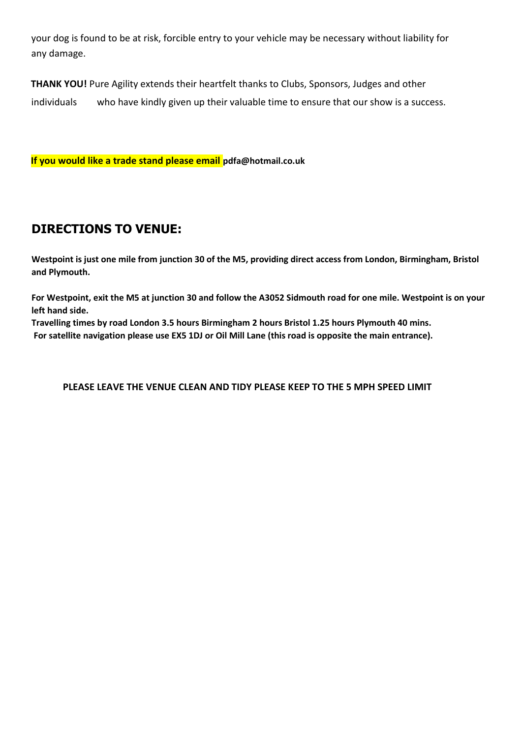your dog is found to be at risk, forcible entry to your vehicle may be necessary without liability for any damage.

**THANK YOU!** Pure Agility extends their heartfelt thanks to Clubs, Sponsors, Judges and other individuals who have kindly given up their valuable time to ensure that our show is a success.

**If you would like a trade stand please email pdfa@hotmail.co.uk**

## DIRECTIONS TO VENUE:

**Westpoint is just one mile from junction 30 of the M5, providing direct access from London, Birmingham, Bristol and Plymouth.**

**For Westpoint, exit the M5 at junction 30 and follow the A3052 Sidmouth road for one mile. Westpoint is on your left hand side.**

**Travelling times by road London 3.5 hours Birmingham 2 hours Bristol 1.25 hours Plymouth 40 mins.**

**For satellite navigation please use EX5 1DJ or Oil Mill Lane (this road is opposite the main entrance).**

**PLEASE LEAVE THE VENUE CLEAN AND TIDY PLEASE KEEP TO THE 5 MPH SPEED LIMIT**